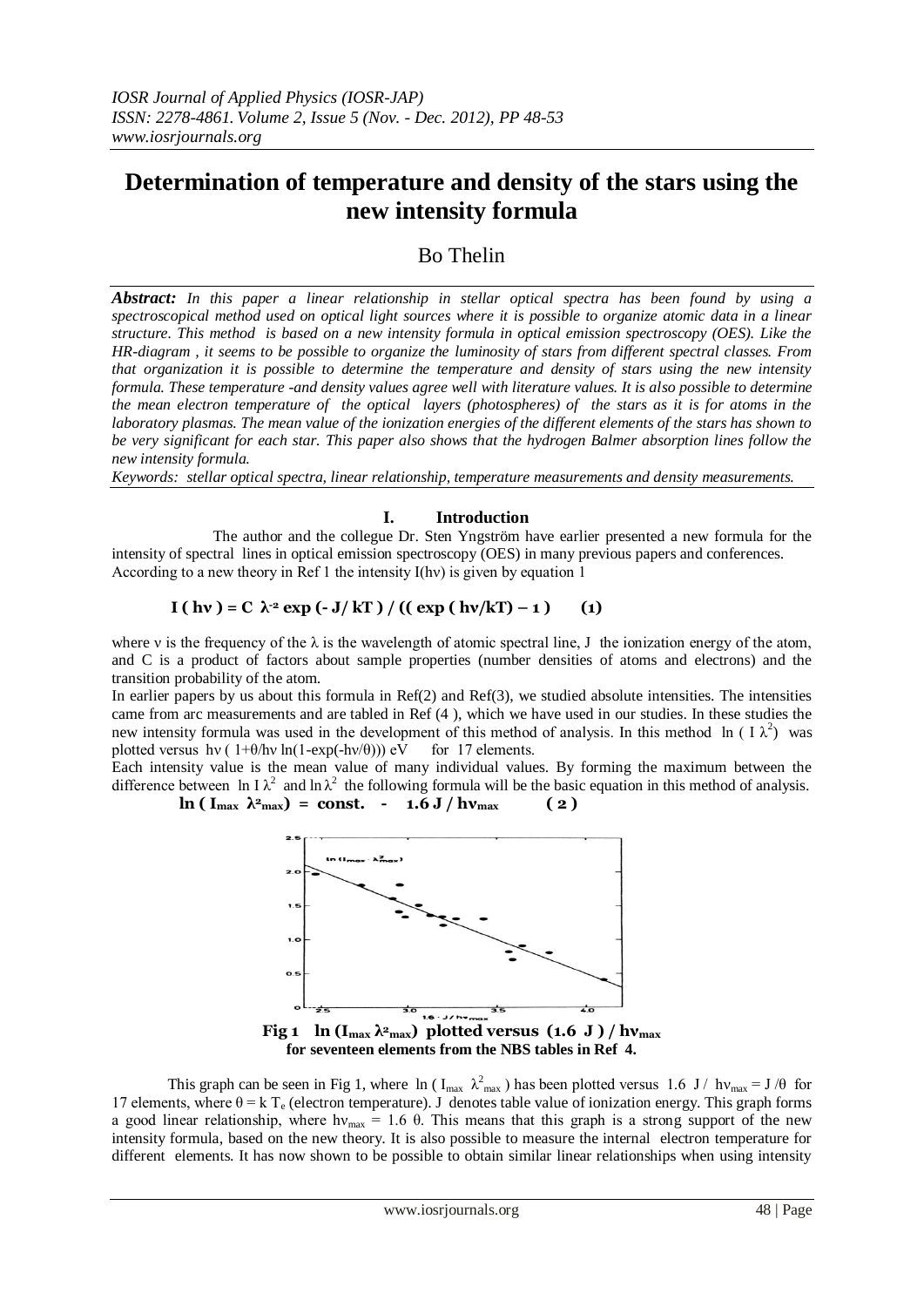# Determination of temperature and density of the stars using the new intensity formula

Bo Thelin

***Abstract:*** *In this paper a linear relationship in stellar optical spectra has been found by using a spectroscopical method used on optical light sources where it is possible to organize atomic data in a linear structure. This method is based on a new intensity formula in optical emission spectroscopy (OES). Like the HR-diagram , it seems to be possible to organize the luminosity of stars from different spectral classes. From that organization it is possible to determine the temperature and density of stars using the new intensity formula. These temperature -and density values agree well with literature values. It is also possible to determine the mean electron temperature of the optical layers (photospheres) of the stars as it is for atoms in the laboratory plasmas. The mean value of the ionization energies of the different elements of the stars has shown to be very significant for each star. This paper also shows that the hydrogen Balmer absorption lines follow the new intensity formula.*

*Keywords: stellar optical spectra, linear relationship, temperature measurements and density measurements.*

## I. Introduction

The author and the collegue Dr. Sten Yngström have earlier presented a new formula for the intensity of spectral lines in optical emission spectroscopy (OES) in many previous papers and conferences. According to a new theory in Ref 1 the intensity I(hν) is given by equation 1

$$\mathbf{I ( h\nu ) = C \ \lambda^{-2} \exp (- J/ kT ) / (( \exp ( h\nu/kT) - 1 )} \qquad \mathbf{(1)}$$

where ν is the frequency of the λ is the wavelength of atomic spectral line, J the ionization energy of the atom, and C is a product of factors about sample properties (number densities of atoms and electrons) and the transition probability of the atom.

In earlier papers by us about this formula in Ref(2) and Ref(3), we studied absolute intensities. The intensities came from arc measurements and are tabled in Ref (4 ), which we have used in our studies. In these studies the new intensity formula was used in the development of this method of analysis. In this method $\ln ( I \lambda^2)$ was plotted versus $h\nu ( 1+\theta/h\nu \ln(1-\exp(-h\nu/\theta)))$ eV for 17 elements.

Each intensity value is the mean value of many individual values. By forming the maximum between the difference between $\ln I \lambda^2$ and $\ln \lambda^2$ the following formula will be the basic equation in this method of analysis.

$$\mathbf{\ln ( I_{max} \lambda^2_{max}) = const. - 1.6 J / h\nu_{max}} \qquad \mathbf{( 2 )}$$

**Fig 1 ln ($I_{max} \lambda^2_{max}$) plotted versus (1.6 J ) / $h\nu_{max}$ for seventeen elements from the NBS tables in Ref 4.**

This graph can be seen in Fig 1, where $\ln ( I_{max} \lambda^2_{max} )$ has been plotted versus $1.6 \ J / \ h\nu_{max} = J /\theta$ for 17 elements, where $\theta = k \ T_e$ (electron temperature). J denotes table value of ionization energy. This graph forms a good linear relationship, where $h\nu_{max} = 1.6 \ \theta$. This means that this graph is a strong support of the new intensity formula, based on the new theory. It is also possible to measure the internal electron temperature for different elements. It has now shown to be possible to obtain similar linear relationships when using intensity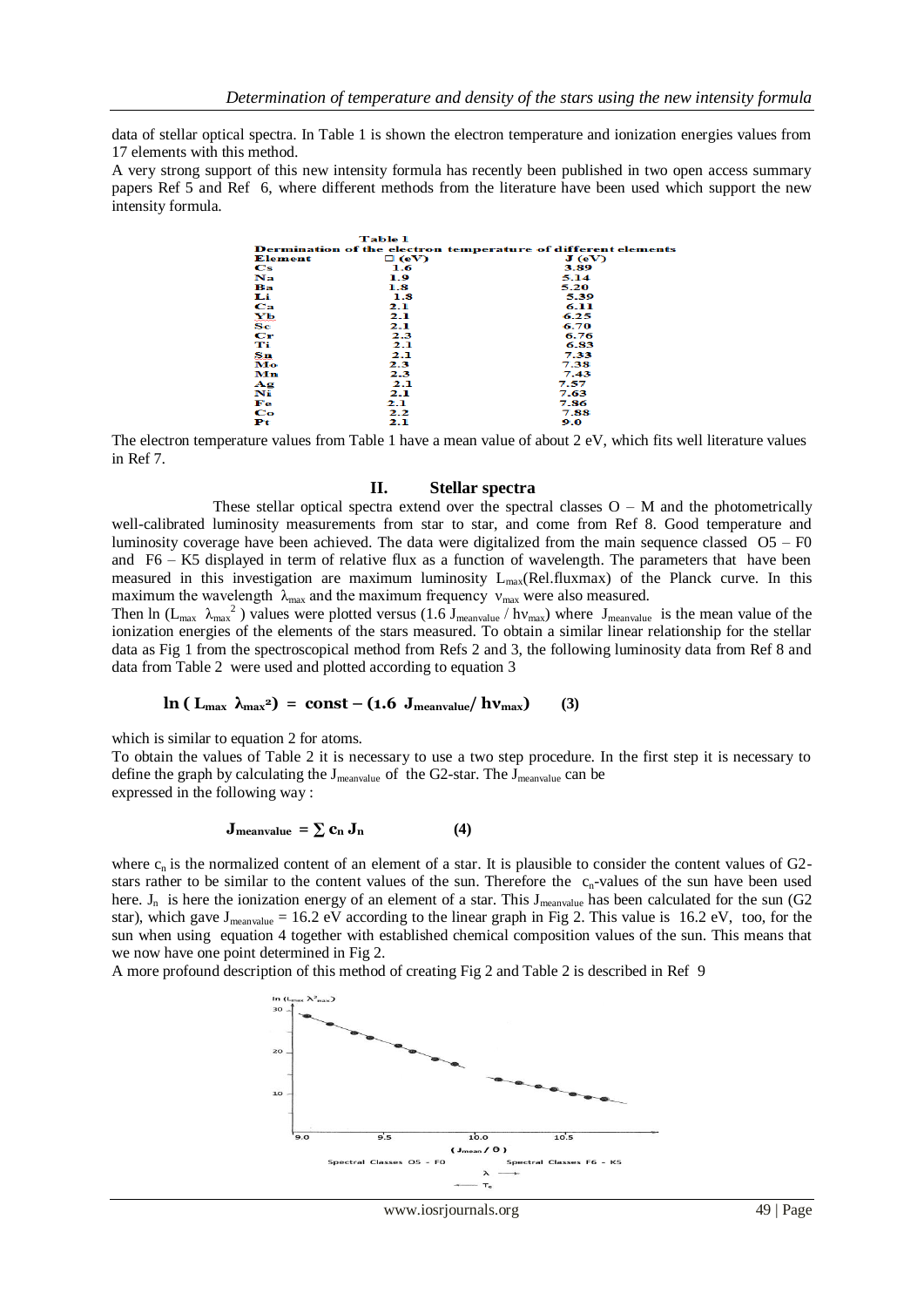data of stellar optical spectra. In Table 1 is shown the electron temperature and ionization energies values from 17 elements with this method.

A very strong support of this new intensity formula has recently been published in two open access summary papers Ref 5 and Ref 6, where different methods from the literature have been used which support the new intensity formula.

**Table 1**
**Dermination of the electron temperature of different elements**

| Element | □ (eV) | J (eV) |
|---|---|---|
| Cs | 1.6 | 3.89 |
| Na | 1.9 | 5.14 |
| Ba | 1.8 | 5.20 |
| Li | 1.8 | 5.39 |
| Ca | 2.1 | 6.11 |
| Yb | 2.1 | 6.25 |
| Sc | 2.1 | 6.70 |
| Cr | 2.3 | 6.76 |
| Ti | 2.1 | 6.83 |
| Sn | 2.1 | 7.33 |
| Mo | 2.3 | 7.38 |
| Mn | 2.3 | 7.43 |
| Ag | 2.1 | 7.57 |
| Ni | 2.1 | 7.63 |
| Fe | 2.1 | 7.86 |
| Co | 2.2 | 7.88 |
| Pt | 2.1 | 9.0 |

The electron temperature values from Table 1 have a mean value of about 2 eV, which fits well literature values in Ref 7.

## II. Stellar spectra

These stellar optical spectra extend over the spectral classes O – M and the photometrically well-calibrated luminosity measurements from star to star, and come from Ref 8. Good temperature and luminosity coverage have been achieved. The data were digitalized from the main sequence classed O5 – F0 and F6 – K5 displayed in term of relative flux as a function of wavelength. The parameters that have been measured in this investigation are maximum luminosity $L_{max}$(Rel.fluxmax) of the Planck curve. In this maximum the wavelength $\lambda_{max}$ and the maximum frequency $\nu_{max}$ were also measured.

Then ln ($L_{max}$ $\lambda_{max}^2$) values were plotted versus ($1.6\ J_{meanvalue} / h\nu_{max}$) where $J_{meanvalue}$ is the mean value of the ionization energies of the elements of the stars measured. To obtain a similar linear relationship for the stellar data as Fig 1 from the spectroscopical method from Refs 2 and 3, the following luminosity data from Ref 8 and data from Table 2 were used and plotted according to equation 3

$$\ln ( L_{max}\ \lambda_{max}^2) = \text{const} - (1.6\ J_{meanvalue}/ h\nu_{max}) \qquad (3)$$

which is similar to equation 2 for atoms.

To obtain the values of Table 2 it is necessary to use a two step procedure. In the first step it is necessary to define the graph by calculating the $J_{meanvalue}$ of the G2-star. The $J_{meanvalue}$ can be expressed in the following way :

$$J_{meanvalue} = \sum c_n J_n \qquad (4)$$

where $c_n$ is the normalized content of an element of a star. It is plausible to consider the content values of G2-stars rather to be similar to the content values of the sun. Therefore the $c_n$-values of the sun have been used here. $J_n$ is here the ionization energy of an element of a star. This $J_{meanvalue}$ has been calculated for the sun (G2 star), which gave $J_{meanvalue}$ = 16.2 eV according to the linear graph in Fig 2. This value is 16.2 eV, too, for the sun when using equation 4 together with established chemical composition values of the sun. This means that we now have one point determined in Fig 2.

A more profound description of this method of creating Fig 2 and Table 2 is described in Ref 9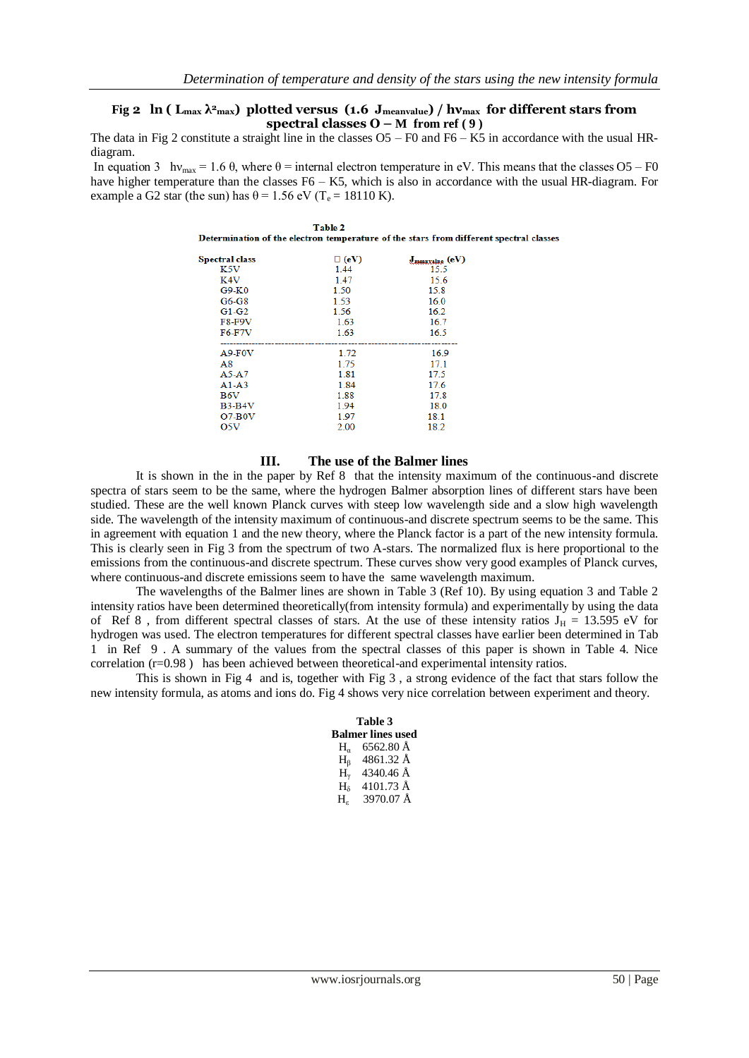**Fig 2 $\ln(L_{max}\lambda^2_{max})$ plotted versus $(1.6\ J_{meanvalue}) / h\nu_{max}$ for different stars from spectral classes O – M from ref ( 9 )**

The data in Fig 2 constitute a straight line in the classes O5 – F0 and F6 – K5 in accordance with the usual HR-diagram.

In equation 3 $h\nu_{max} = 1.6\ \theta$, where $\theta$ = internal electron temperature in eV. This means that the classes O5 – F0 have higher temperature than the classes F6 – K5, which is also in accordance with the usual HR-diagram. For example a G2 star (the sun) has $\theta = 1.56$ eV ($T_e = 18110$ K).

**Table 2**
**Determination of the electron temperature of the stars from different spectral classes**

| Spectral class | $\theta$ (eV) | $J_{meanvalue}$ (eV) |
|---|---|---|
| K5V | 1.44 | 15.5 |
| K4V | 1.47 | 15.6 |
| G9-K0 | 1.50 | 15.8 |
| G6-G8 | 1.53 | 16.0 |
| G1-G2 | 1.56 | 16.2 |
| F8-F9V | 1.63 | 16.7 |
| F6-F7V | 1.63 | 16.5 |
| A9-F0V | 1.72 | 16.9 |
| A8 | 1.75 | 17.1 |
| A5-A7 | 1.81 | 17.5 |
| A1-A3 | 1.84 | 17.6 |
| B6V | 1.88 | 17.8 |
| B3-B4V | 1.94 | 18.0 |
| O7-B0V | 1.97 | 18.1 |
| O5V | 2.00 | 18.2 |

## III. The use of the Balmer lines

It is shown in the in the paper by Ref 8 that the intensity maximum of the continuous-and discrete spectra of stars seem to be the same, where the hydrogen Balmer absorption lines of different stars have been studied. These are the well known Planck curves with steep low wavelength side and a slow high wavelength side. The wavelength of the intensity maximum of continuous-and discrete spectrum seems to be the same. This in agreement with equation 1 and the new theory, where the Planck factor is a part of the new intensity formula. This is clearly seen in Fig 3 from the spectrum of two A-stars. The normalized flux is here proportional to the emissions from the continuous-and discrete spectrum. These curves show very good examples of Planck curves, where continuous-and discrete emissions seem to have the same wavelength maximum.

The wavelengths of the Balmer lines are shown in Table 3 (Ref 10). By using equation 3 and Table 2 intensity ratios have been determined theoretically(from intensity formula) and experimentally by using the data of Ref 8 , from different spectral classes of stars. At the use of these intensity ratios $J_H = 13.595$ eV for hydrogen was used. The electron temperatures for different spectral classes have earlier been determined in Tab 1 in Ref 9 . A summary of the values from the spectral classes of this paper is shown in Table 4. Nice correlation (r=0.98 ) has been achieved between theoretical-and experimental intensity ratios.

This is shown in Fig 4 and is, together with Fig 3 , a strong evidence of the fact that stars follow the new intensity formula, as atoms and ions do. Fig 4 shows very nice correlation between experiment and theory.

**Table 3**
**Balmer lines used**

| Line | Wavelength |
|---|---|
| $H_\alpha$ | 6562.80 Å |
| $H_\beta$ | 4861.32 Å |
| $H_\gamma$ | 4340.46 Å |
| $H_\delta$ | 4101.73 Å |
| $H_\varepsilon$ | 3970.07 Å |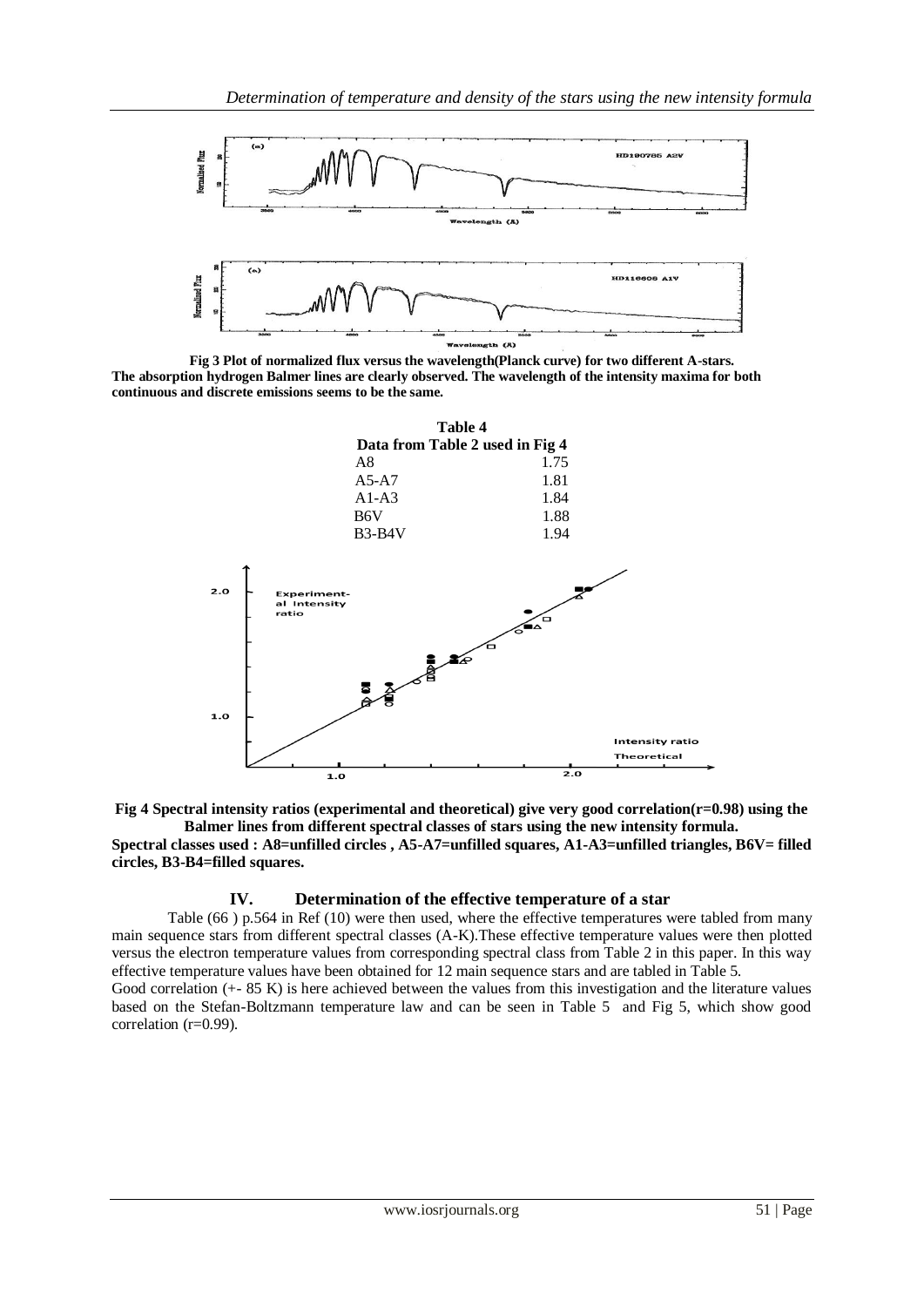Fig 3 Plot of normalized flux versus the wavelength(Planck curve) for two different A-stars. The absorption hydrogen Balmer lines are clearly observed. The wavelength of the intensity maxima for both continuous and discrete emissions seems to be the same.

**Table 4**

**Data from Table 2 used in Fig 4**

| | |
|---|---|
| A8 | 1.75 |
| A5-A7 | 1.81 |
| A1-A3 | 1.84 |
| B6V | 1.88 |
| B3-B4V | 1.94 |

**Fig 4 Spectral intensity ratios (experimental and theoretical) give very good correlation(r=0.98) using the Balmer lines from different spectral classes of stars using the new intensity formula. Spectral classes used : A8=unfilled circles , A5-A7=unfilled squares, A1-A3=unfilled triangles, B6V= filled circles, B3-B4=filled squares.**

## IV. Determination of the effective temperature of a star

Table (66 ) p.564 in Ref (10) were then used, where the effective temperatures were tabled from many main sequence stars from different spectral classes (A-K).These effective temperature values were then plotted versus the electron temperature values from corresponding spectral class from Table 2 in this paper. In this way effective temperature values have been obtained for 12 main sequence stars and are tabled in Table 5.

Good correlation (+- 85 K) is here achieved between the values from this investigation and the literature values based on the Stefan-Boltzmann temperature law and can be seen in Table 5 and Fig 5, which show good correlation (r=0.99).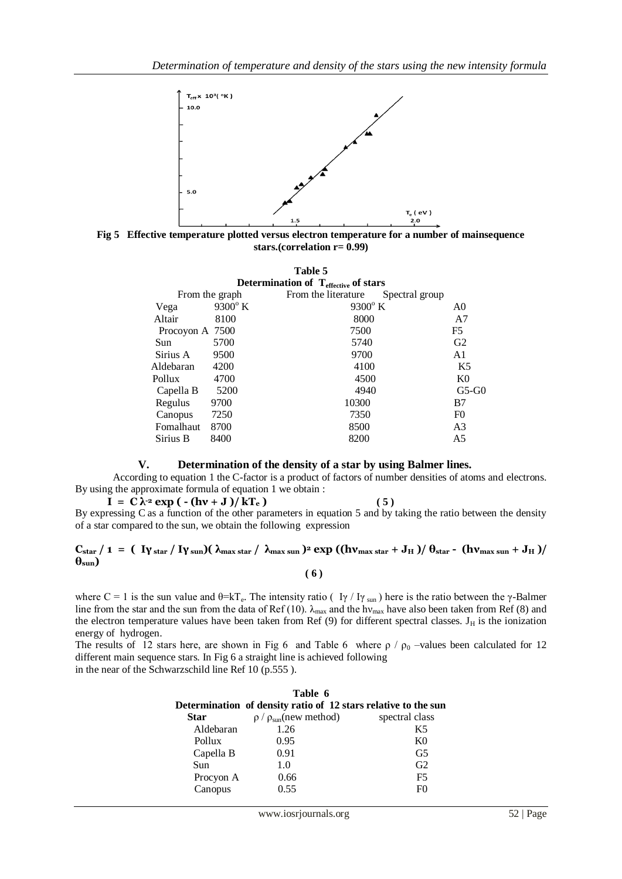Fig 5 Effective temperature plotted versus electron temperature for a number of mainsequence stars.(correlation r= 0.99)

**Table 5**
**Determination of $T_{effective}$ of stars**

| From the graph | | From the literature | Spectral group |
|---|---|---|---|
| Vega | 9300° K | 9300° K | A0 |
| Altair | 8100 | 8000 | A7 |
| Procoyon A | 7500 | 7500 | F5 |
| Sun | 5700 | 5740 | G2 |
| Sirius A | 9500 | 9700 | A1 |
| Aldebaran | 4200 | 4100 | K5 |
| Pollux | 4700 | 4500 | K0 |
| Capella B | 5200 | 4940 | G5-G0 |
| Regulus | 9700 | 10300 | B7 |
| Canopus | 7250 | 7350 | F0 |
| Fomalhaut | 8700 | 8500 | A3 |
| Sirius B | 8400 | 8200 | A5 |

## V. Determination of the density of a star by using Balmer lines.

According to equation 1 the C-factor is a product of factors of number densities of atoms and electrons. By using the approximate formula of equation 1 we obtain :

$$I = C\lambda^{-2} \exp(-(h\nu + J)/kT_e) \qquad (5)$$

By expressing C as a function of the other parameters in equation 5 and by taking the ratio between the density of a star compared to the sun, we obtain the following expression

$$C_{star} / 1 = (I\gamma_{star} / I\gamma_{sun})(\lambda_{max\ star} / \lambda_{max\ sun})^2 \exp((h\nu_{max\ star} + J_H)/\theta_{star} - (h\nu_{max\ sun} + J_H)/\theta_{sun}) \qquad (6)$$

where C = 1 is the sun value and $\theta = kT_e$. The intensity ratio ( $I\gamma / I\gamma_{sun}$ ) here is the ratio between the γ-Balmer line from the star and the sun from the data of Ref (10). $\lambda_{max}$ and the $h\nu_{max}$ have also been taken from Ref (8) and the electron temperature values have been taken from Ref (9) for different spectral classes. $J_H$ is the ionization energy of hydrogen.

The results of 12 stars here, are shown in Fig 6 and Table 6 where $\rho / \rho_0$ –values been calculated for 12 different main sequence stars. In Fig 6 a straight line is achieved following in the near of the Schwarzschild line Ref 10 (p.555 ).

**Table 6**
**Determination of density ratio of 12 stars relative to the sun**

| Star | $\rho / \rho_{sun}$(new method) | spectral class |
|---|---|---|
| Aldebaran | 1.26 | K5 |
| Pollux | 0.95 | K0 |
| Capella B | 0.91 | G5 |
| Sun | 1.0 | G2 |
| Procyon A | 0.66 | F5 |
| Canopus | 0.55 | F0 |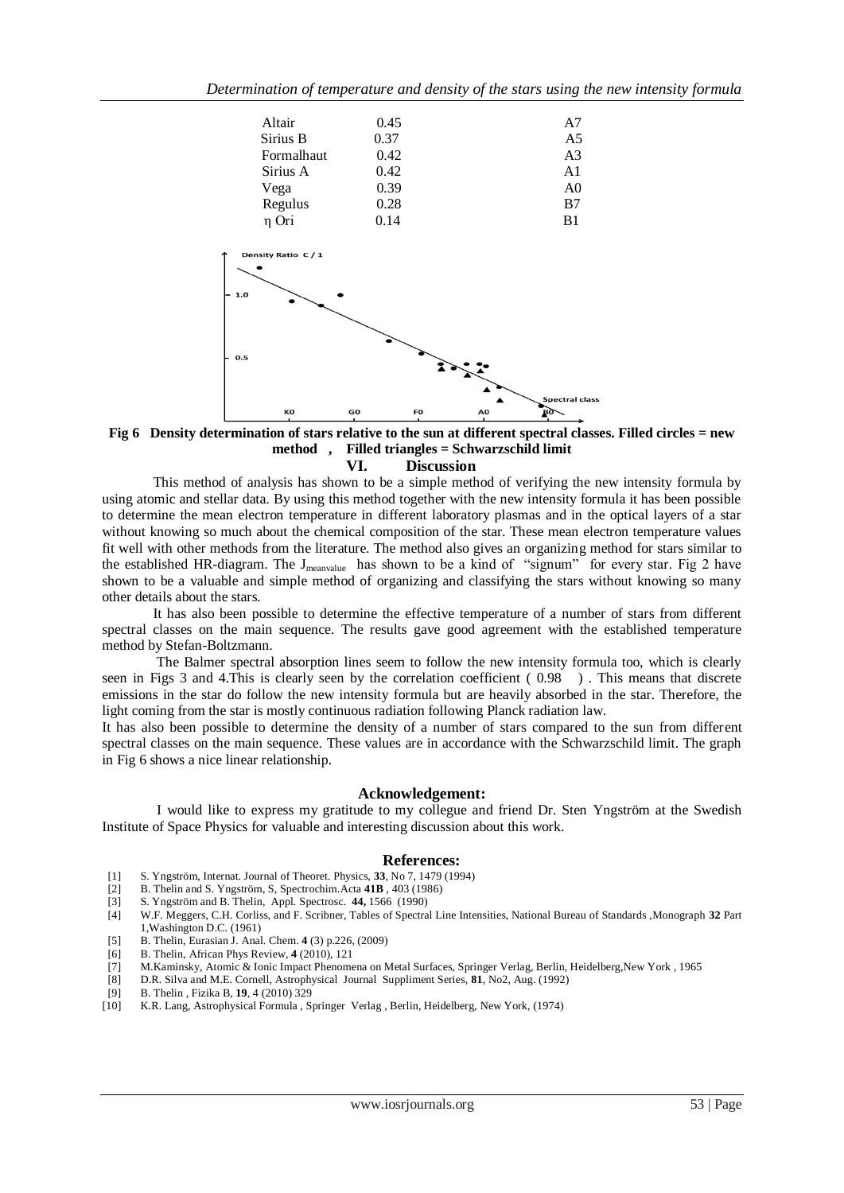| | | |
|---|---|---|
| Altair | 0.45 | A7 |
| Sirius B | 0.37 | A5 |
| Formalhaut | 0.42 | A3 |
| Sirius A | 0.42 | A1 |
| Vega | 0.39 | A0 |
| Regulus | 0.28 | B7 |
| η Ori | 0.14 | B1 |

Density Ratio C / 1

1.0

0.5

K0

G0

F0

A0

B0

Spectral class

**Fig 6 Density determination of stars relative to the sun at different spectral classes. Filled circles = new method , Filled triangles = Schwarzschild limit**

## VI. Discussion

This method of analysis has shown to be a simple method of verifying the new intensity formula by using atomic and stellar data. By using this method together with the new intensity formula it has been possible to determine the mean electron temperature in different laboratory plasmas and in the optical layers of a star without knowing so much about the chemical composition of the star. These mean electron temperature values fit well with other methods from the literature. The method also gives an organizing method for stars similar to the established HR-diagram. The $J_{meanvalue}$ has shown to be a kind of "signum" for every star. Fig 2 have shown to be a valuable and simple method of organizing and classifying the stars without knowing so many other details about the stars.

It has also been possible to determine the effective temperature of a number of stars from different spectral classes on the main sequence. The results gave good agreement with the established temperature method by Stefan-Boltzmann.

The Balmer spectral absorption lines seem to follow the new intensity formula too, which is clearly seen in Figs 3 and 4.This is clearly seen by the correlation coefficient ( 0.98 ) . This means that discrete emissions in the star do follow the new intensity formula but are heavily absorbed in the star. Therefore, the light coming from the star is mostly continuous radiation following Planck radiation law.

It has also been possible to determine the density of a number of stars compared to the sun from different spectral classes on the main sequence. These values are in accordance with the Schwarzschild limit. The graph in Fig 6 shows a nice linear relationship.

### Acknowledgement:

I would like to express my gratitude to my collegue and friend Dr. Sten Yngström at the Swedish Institute of Space Physics for valuable and interesting discussion about this work.

### References:

[1] S. Yngström, Internat. Journal of Theoret. Physics, **33**, No 7, 1479 (1994)
[2] B. Thelin and S. Yngström, S, Spectrochim.Acta **41B** , 403 (1986)
[3] S. Yngström and B. Thelin, Appl. Spectrosc. **44,** 1566 (1990)
[4] W.F. Meggers, C.H. Corliss, and F. Scribner, Tables of Spectral Line Intensities, National Bureau of Standards ,Monograph **32** Part 1,Washington D.C. (1961)
[5] B. Thelin, Eurasian J. Anal. Chem. **4** (3) p.226, (2009)
[6] B. Thelin, African Phys Review, **4** (2010), 121
[7] M.Kaminsky, Atomic & Ionic Impact Phenomena on Metal Surfaces, Springer Verlag, Berlin, Heidelberg,New York , 1965
[8] D.R. Silva and M.E. Cornell, Astrophysical Journal Suppliment Series, **81**, No2, Aug. (1992)
[9] B. Thelin , Fizika B, **19**, 4 (2010) 329
[10] K.R. Lang, Astrophysical Formula , Springer Verlag , Berlin, Heidelberg, New York, (1974)